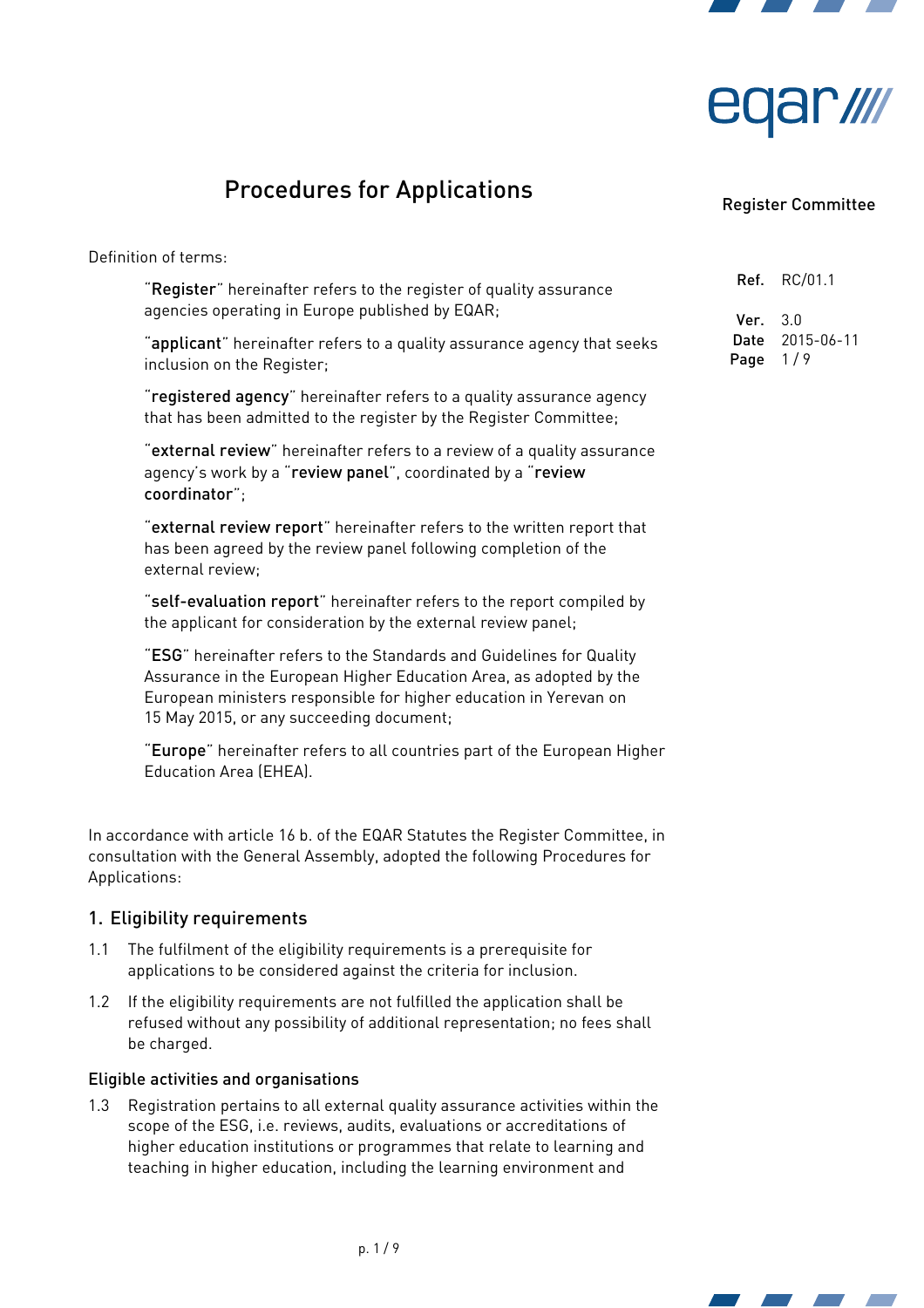# Procedures for Applications

Register Committee

| | |
|---|---|
| **Ref.** | RC/01.1 |
| **Ver.** | 3.0 |
| **Date** | 2015-06-11 |

Definition of terms:

> "**Register**" hereinafter refers to the register of quality assurance agencies operating in Europe published by EQAR;
>
> "**applicant**" hereinafter refers to a quality assurance agency that seeks inclusion on the Register;
>
> "**registered agency**" hereinafter refers to a quality assurance agency that has been admitted to the register by the Register Committee;
>
> "**external review**" hereinafter refers to a review of a quality assurance agency's work by a "**review panel**", coordinated by a "**review coordinator**";
>
> "**external review report**" hereinafter refers to the written report that has been agreed by the review panel following completion of the external review;
>
> "**self-evaluation report**" hereinafter refers to the report compiled by the applicant for consideration by the external review panel;
>
> "**ESG**" hereinafter refers to the Standards and Guidelines for Quality Assurance in the European Higher Education Area, as adopted by the European ministers responsible for higher education in Yerevan on 15 May 2015, or any succeeding document;
>
> "**Europe**" hereinafter refers to all countries part of the European Higher Education Area (EHEA).

In accordance with article 16 b. of the EQAR Statutes the Register Committee, in consultation with the General Assembly, adopted the following Procedures for Applications:

## 1. Eligibility requirements

1.1 The fulfilment of the eligibility requirements is a prerequisite for applications to be considered against the criteria for inclusion.

1.2 If the eligibility requirements are not fulfilled the application shall be refused without any possibility of additional representation; no fees shall be charged.

### Eligible activities and organisations

1.3 Registration pertains to all external quality assurance activities within the scope of the ESG, i.e. reviews, audits, evaluations or accreditations of higher education institutions or programmes that relate to learning and teaching in higher education, including the learning environment and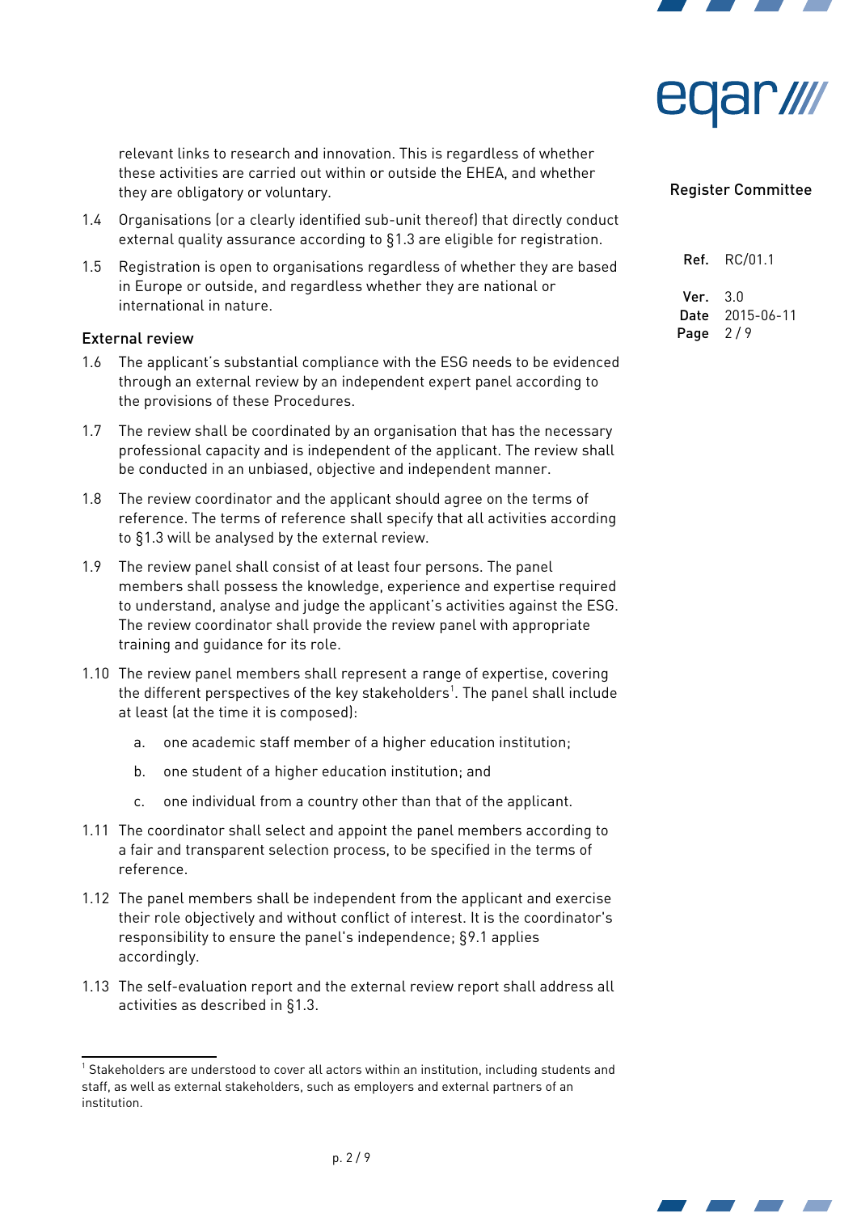relevant links to research and innovation. This is regardless of whether these activities are carried out within or outside the EHEA, and whether they are obligatory or voluntary.

1.4 Organisations (or a clearly identified sub-unit thereof) that directly conduct external quality assurance according to §1.3 are eligible for registration.

1.5 Registration is open to organisations regardless of whether they are based in Europe or outside, and regardless whether they are national or international in nature.

## External review

1.6 The applicant's substantial compliance with the ESG needs to be evidenced through an external review by an independent expert panel according to the provisions of these Procedures.

1.7 The review shall be coordinated by an organisation that has the necessary professional capacity and is independent of the applicant. The review shall be conducted in an unbiased, objective and independent manner.

1.8 The review coordinator and the applicant should agree on the terms of reference. The terms of reference shall specify that all activities according to §1.3 will be analysed by the external review.

1.9 The review panel shall consist of at least four persons. The panel members shall possess the knowledge, experience and expertise required to understand, analyse and judge the applicant's activities against the ESG. The review coordinator shall provide the review panel with appropriate training and guidance for its role.

1.10 The review panel members shall represent a range of expertise, covering the different perspectives of the key stakeholders[1]. The panel shall include at least (at the time it is composed):

   a. one academic staff member of a higher education institution;

   b. one student of a higher education institution; and

   c. one individual from a country other than that of the applicant.

1.11 The coordinator shall select and appoint the panel members according to a fair and transparent selection process, to be specified in the terms of reference.

1.12 The panel members shall be independent from the applicant and exercise their role objectively and without conflict of interest. It is the coordinator's responsibility to ensure the panel's independence; §9.1 applies accordingly.

1.13 The self-evaluation report and the external review report shall address all activities as described in §1.3.

---

[1] Stakeholders are understood to cover all actors within an institution, including students and staff, as well as external stakeholders, such as employers and external partners of an institution.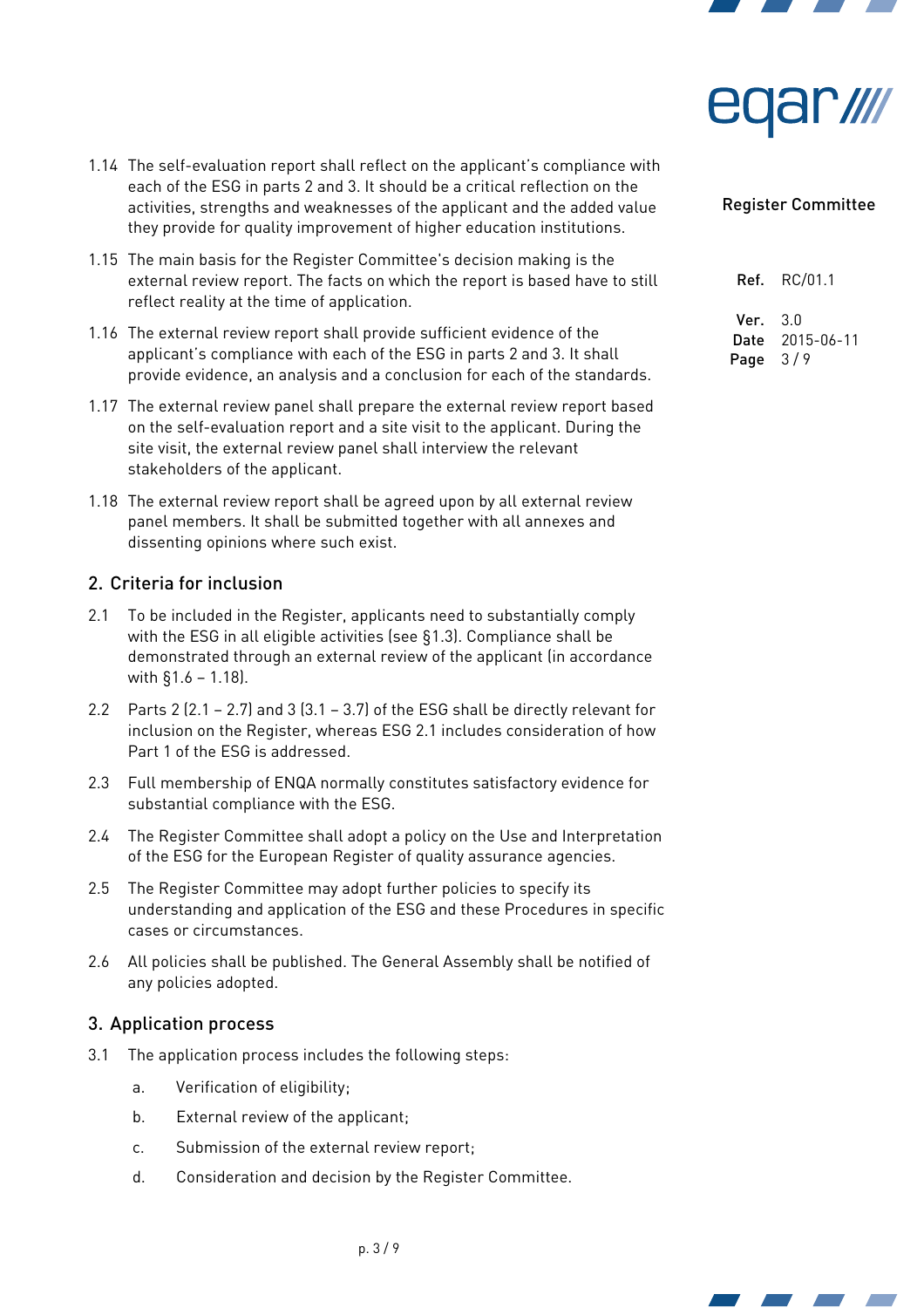1.14 The self-evaluation report shall reflect on the applicant's compliance with each of the ESG in parts 2 and 3. It should be a critical reflection on the activities, strengths and weaknesses of the applicant and the added value they provide for quality improvement of higher education institutions.

1.15 The main basis for the Register Committee's decision making is the external review report. The facts on which the report is based have to still reflect reality at the time of application.

1.16 The external review report shall provide sufficient evidence of the applicant's compliance with each of the ESG in parts 2 and 3. It shall provide evidence, an analysis and a conclusion for each of the standards.

1.17 The external review panel shall prepare the external review report based on the self-evaluation report and a site visit to the applicant. During the site visit, the external review panel shall interview the relevant stakeholders of the applicant.

1.18 The external review report shall be agreed upon by all external review panel members. It shall be submitted together with all annexes and dissenting opinions where such exist.

## 2. Criteria for inclusion

2.1 To be included in the Register, applicants need to substantially comply with the ESG in all eligible activities (see §1.3). Compliance shall be demonstrated through an external review of the applicant (in accordance with §1.6 – 1.18).

2.2 Parts 2 (2.1 – 2.7) and 3 (3.1 – 3.7) of the ESG shall be directly relevant for inclusion on the Register, whereas ESG 2.1 includes consideration of how Part 1 of the ESG is addressed.

2.3 Full membership of ENQA normally constitutes satisfactory evidence for substantial compliance with the ESG.

2.4 The Register Committee shall adopt a policy on the Use and Interpretation of the ESG for the European Register of quality assurance agencies.

2.5 The Register Committee may adopt further policies to specify its understanding and application of the ESG and these Procedures in specific cases or circumstances.

2.6 All policies shall be published. The General Assembly shall be notified of any policies adopted.

## 3. Application process

3.1 The application process includes the following steps:

a. Verification of eligibility;

b. External review of the applicant;

c. Submission of the external review report;

d. Consideration and decision by the Register Committee.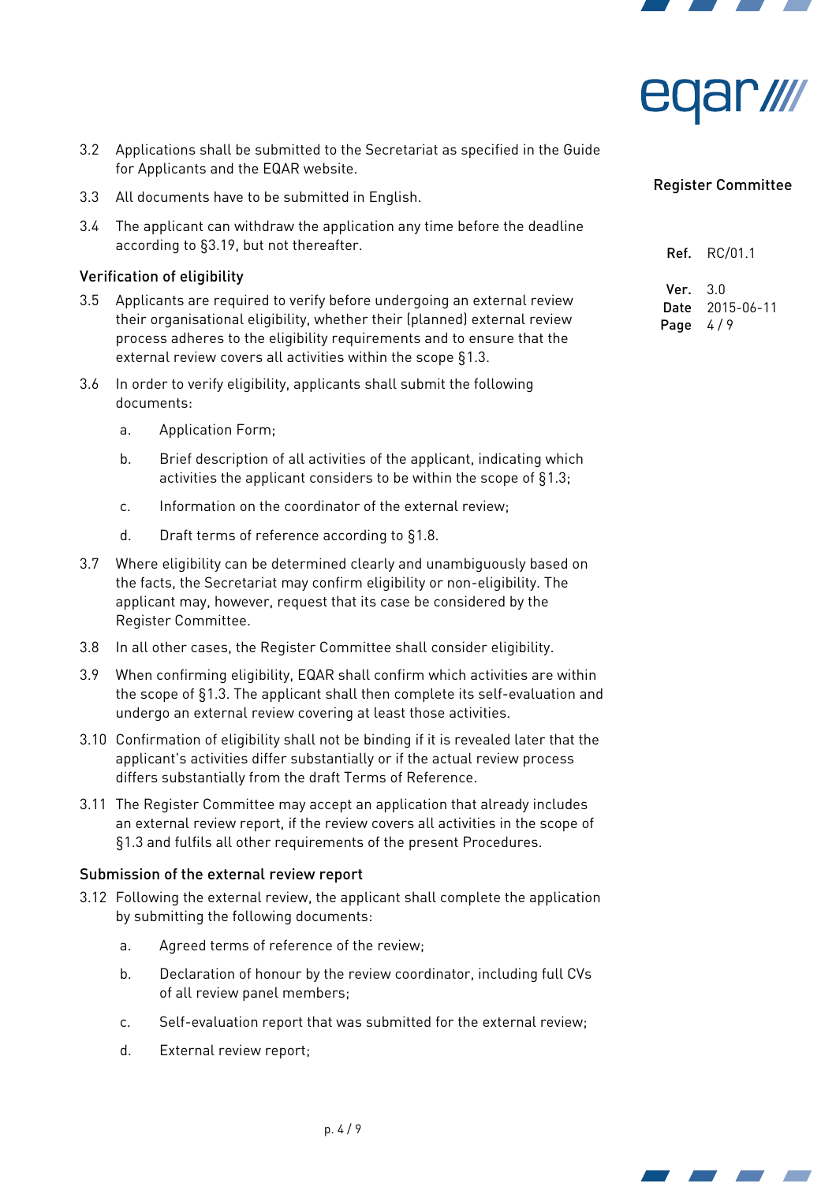3.2 Applications shall be submitted to the Secretariat as specified in the Guide for Applicants and the EQAR website.

3.3 All documents have to be submitted in English.

3.4 The applicant can withdraw the application any time before the deadline according to §3.19, but not thereafter.

### Verification of eligibility

3.5 Applicants are required to verify before undergoing an external review their organisational eligibility, whether their (planned) external review process adheres to the eligibility requirements and to ensure that the external review covers all activities within the scope §1.3.

3.6 In order to verify eligibility, applicants shall submit the following documents:

a. Application Form;

b. Brief description of all activities of the applicant, indicating which activities the applicant considers to be within the scope of §1.3;

c. Information on the coordinator of the external review;

d. Draft terms of reference according to §1.8.

3.7 Where eligibility can be determined clearly and unambiguously based on the facts, the Secretariat may confirm eligibility or non-eligibility. The applicant may, however, request that its case be considered by the Register Committee.

3.8 In all other cases, the Register Committee shall consider eligibility.

3.9 When confirming eligibility, EQAR shall confirm which activities are within the scope of §1.3. The applicant shall then complete its self-evaluation and undergo an external review covering at least those activities.

3.10 Confirmation of eligibility shall not be binding if it is revealed later that the applicant's activities differ substantially or if the actual review process differs substantially from the draft Terms of Reference.

3.11 The Register Committee may accept an application that already includes an external review report, if the review covers all activities in the scope of §1.3 and fulfils all other requirements of the present Procedures.

### Submission of the external review report

3.12 Following the external review, the applicant shall complete the application by submitting the following documents:

a. Agreed terms of reference of the review;

b. Declaration of honour by the review coordinator, including full CVs of all review panel members;

c. Self-evaluation report that was submitted for the external review;

d. External review report;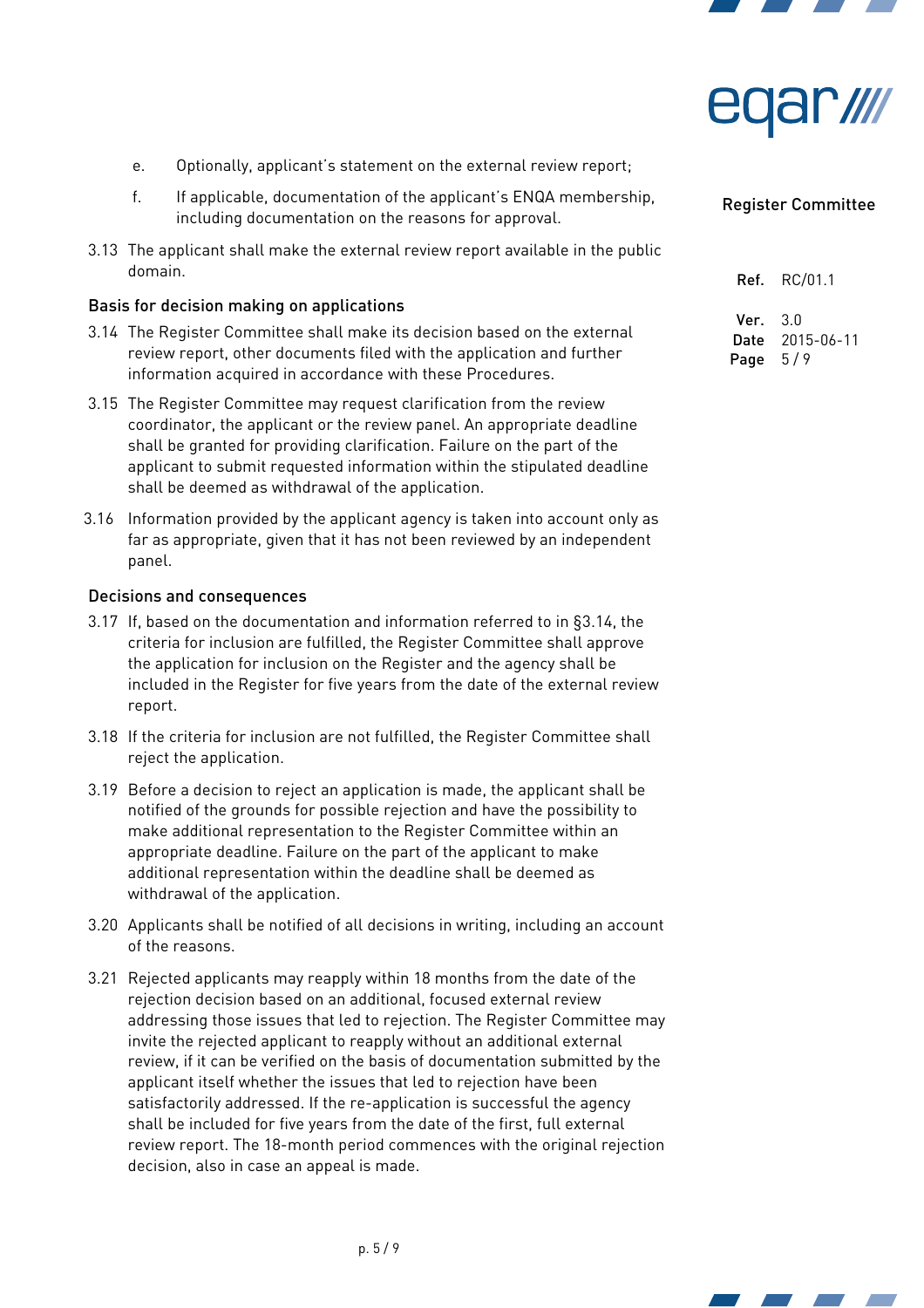e. Optionally, applicant's statement on the external review report;

f. If applicable, documentation of the applicant's ENQA membership, including documentation on the reasons for approval.

3.13 The applicant shall make the external review report available in the public domain.

### Basis for decision making on applications

3.14 The Register Committee shall make its decision based on the external review report, other documents filed with the application and further information acquired in accordance with these Procedures.

3.15 The Register Committee may request clarification from the review coordinator, the applicant or the review panel. An appropriate deadline shall be granted for providing clarification. Failure on the part of the applicant to submit requested information within the stipulated deadline shall be deemed as withdrawal of the application.

3.16 Information provided by the applicant agency is taken into account only as far as appropriate, given that it has not been reviewed by an independent panel.

### Decisions and consequences

3.17 If, based on the documentation and information referred to in §3.14, the criteria for inclusion are fulfilled, the Register Committee shall approve the application for inclusion on the Register and the agency shall be included in the Register for five years from the date of the external review report.

3.18 If the criteria for inclusion are not fulfilled, the Register Committee shall reject the application.

3.19 Before a decision to reject an application is made, the applicant shall be notified of the grounds for possible rejection and have the possibility to make additional representation to the Register Committee within an appropriate deadline. Failure on the part of the applicant to make additional representation within the deadline shall be deemed as withdrawal of the application.

3.20 Applicants shall be notified of all decisions in writing, including an account of the reasons.

3.21 Rejected applicants may reapply within 18 months from the date of the rejection decision based on an additional, focused external review addressing those issues that led to rejection. The Register Committee may invite the rejected applicant to reapply without an additional external review, if it can be verified on the basis of documentation submitted by the applicant itself whether the issues that led to rejection have been satisfactorily addressed. If the re-application is successful the agency shall be included for five years from the date of the first, full external review report. The 18-month period commences with the original rejection decision, also in case an appeal is made.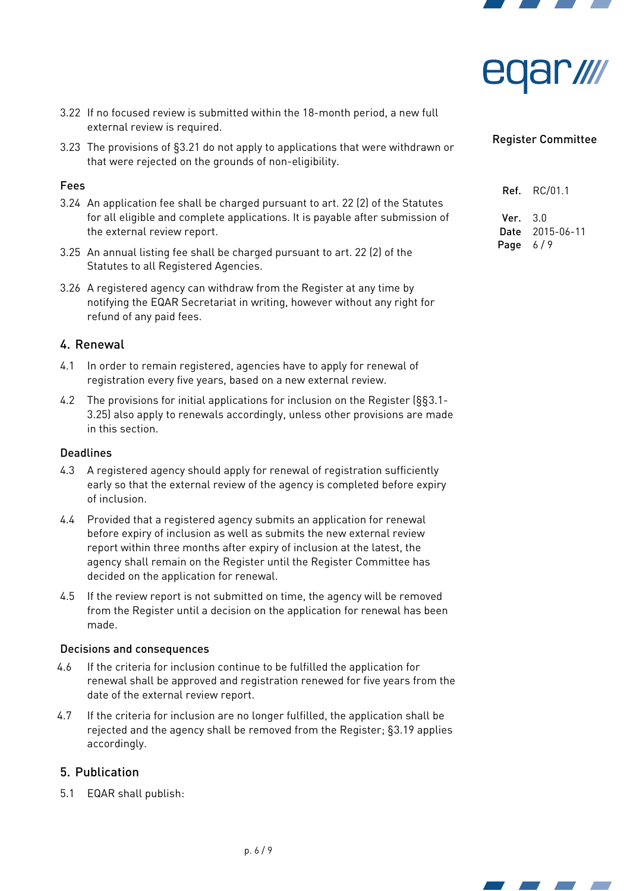3.22 If no focused review is submitted within the 18-month period, a new full external review is required.

3.23 The provisions of §3.21 do not apply to applications that were withdrawn or that were rejected on the grounds of non-eligibility.

### Fees

3.24 An application fee shall be charged pursuant to art. 22 (2) of the Statutes for all eligible and complete applications. It is payable after submission of the external review report.

3.25 An annual listing fee shall be charged pursuant to art. 22 (2) of the Statutes to all Registered Agencies.

3.26 A registered agency can withdraw from the Register at any time by notifying the EQAR Secretariat in writing, however without any right for refund of any paid fees.

## 4. Renewal

4.1 In order to remain registered, agencies have to apply for renewal of registration every five years, based on a new external review.

4.2 The provisions for initial applications for inclusion on the Register (§§3.1-3.25) also apply to renewals accordingly, unless other provisions are made in this section.

### Deadlines

4.3 A registered agency should apply for renewal of registration sufficiently early so that the external review of the agency is completed before expiry of inclusion.

4.4 Provided that a registered agency submits an application for renewal before expiry of inclusion as well as submits the new external review report within three months after expiry of inclusion at the latest, the agency shall remain on the Register until the Register Committee has decided on the application for renewal.

4.5 If the review report is not submitted on time, the agency will be removed from the Register until a decision on the application for renewal has been made.

### Decisions and consequences

4.6 If the criteria for inclusion continue to be fulfilled the application for renewal shall be approved and registration renewed for five years from the date of the external review report.

4.7 If the criteria for inclusion are no longer fulfilled, the application shall be rejected and the agency shall be removed from the Register; §3.19 applies accordingly.

## 5. Publication

5.1 EQAR shall publish: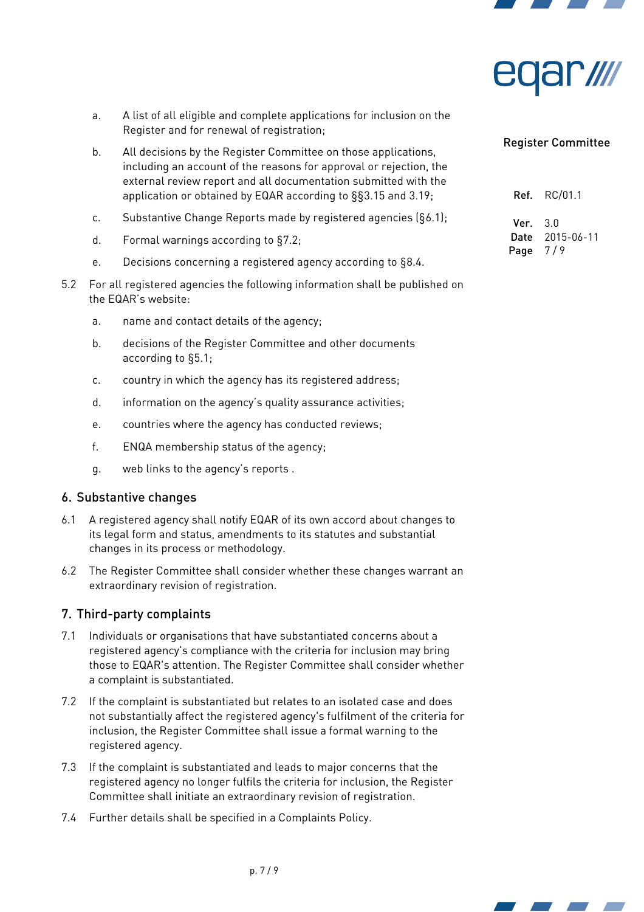a. A list of all eligible and complete applications for inclusion on the Register and for renewal of registration;

b. All decisions by the Register Committee on those applications, including an account of the reasons for approval or rejection, the external review report and all documentation submitted with the application or obtained by EQAR according to §§3.15 and 3.19;

c. Substantive Change Reports made by registered agencies (§6.1);

d. Formal warnings according to §7.2;

e. Decisions concerning a registered agency according to §8.4.

5.2 For all registered agencies the following information shall be published on the EQAR's website:

a. name and contact details of the agency;

b. decisions of the Register Committee and other documents according to §5.1;

c. country in which the agency has its registered address;

d. information on the agency's quality assurance activities;

e. countries where the agency has conducted reviews;

f. ENQA membership status of the agency;

g. web links to the agency's reports .

## 6. Substantive changes

6.1 A registered agency shall notify EQAR of its own accord about changes to its legal form and status, amendments to its statutes and substantial changes in its process or methodology.

6.2 The Register Committee shall consider whether these changes warrant an extraordinary revision of registration.

## 7. Third-party complaints

7.1 Individuals or organisations that have substantiated concerns about a registered agency's compliance with the criteria for inclusion may bring those to EQAR's attention. The Register Committee shall consider whether a complaint is substantiated.

7.2 If the complaint is substantiated but relates to an isolated case and does not substantially affect the registered agency's fulfilment of the criteria for inclusion, the Register Committee shall issue a formal warning to the registered agency.

7.3 If the complaint is substantiated and leads to major concerns that the registered agency no longer fulfils the criteria for inclusion, the Register Committee shall initiate an extraordinary revision of registration.

7.4 Further details shall be specified in a Complaints Policy.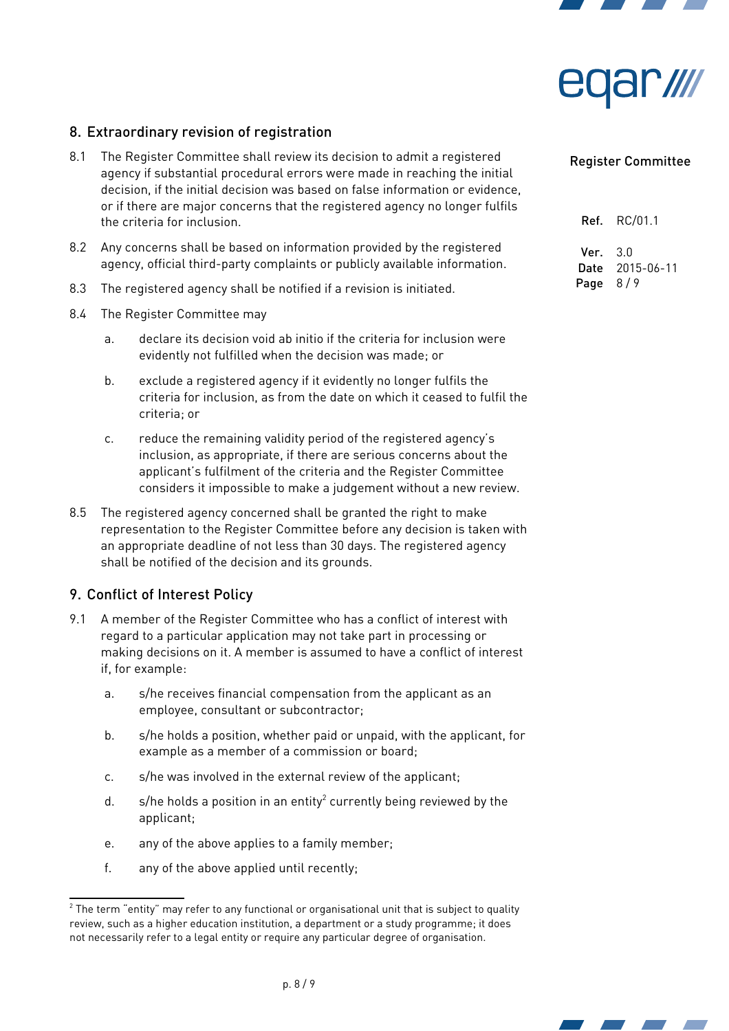## 8. Extraordinary revision of registration

8.1 The Register Committee shall review its decision to admit a registered agency if substantial procedural errors were made in reaching the initial decision, if the initial decision was based on false information or evidence, or if there are major concerns that the registered agency no longer fulfils the criteria for inclusion.

8.2 Any concerns shall be based on information provided by the registered agency, official third-party complaints or publicly available information.

8.3 The registered agency shall be notified if a revision is initiated.

8.4 The Register Committee may

  a. declare its decision void ab initio if the criteria for inclusion were evidently not fulfilled when the decision was made; or

  b. exclude a registered agency if it evidently no longer fulfils the criteria for inclusion, as from the date on which it ceased to fulfil the criteria; or

  c. reduce the remaining validity period of the registered agency's inclusion, as appropriate, if there are serious concerns about the applicant's fulfilment of the criteria and the Register Committee considers it impossible to make a judgement without a new review.

8.5 The registered agency concerned shall be granted the right to make representation to the Register Committee before any decision is taken with an appropriate deadline of not less than 30 days. The registered agency shall be notified of the decision and its grounds.

## 9. Conflict of Interest Policy

9.1 A member of the Register Committee who has a conflict of interest with regard to a particular application may not take part in processing or making decisions on it. A member is assumed to have a conflict of interest if, for example:

  a. s/he receives financial compensation from the applicant as an employee, consultant or subcontractor;

  b. s/he holds a position, whether paid or unpaid, with the applicant, for example as a member of a commission or board;

  c. s/he was involved in the external review of the applicant;

  d. s/he holds a position in an entity[2] currently being reviewed by the applicant;

  e. any of the above applies to a family member;

  f. any of the above applied until recently;

---

[2] The term "entity" may refer to any functional or organisational unit that is subject to quality review, such as a higher education institution, a department or a study programme; it does not necessarily refer to a legal entity or require any particular degree of organisation.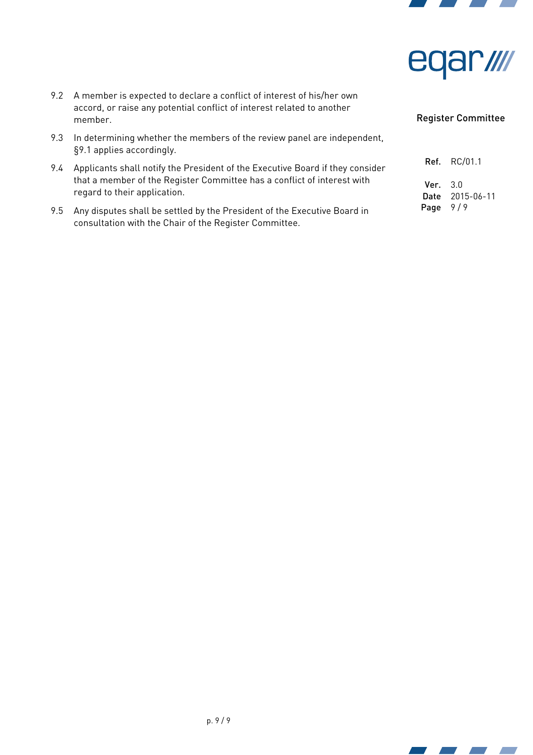9.2 A member is expected to declare a conflict of interest of his/her own accord, or raise any potential conflict of interest related to another member.

9.3 In determining whether the members of the review panel are independent, §9.1 applies accordingly.

9.4 Applicants shall notify the President of the Executive Board if they consider that a member of the Register Committee has a conflict of interest with regard to their application.

9.5 Any disputes shall be settled by the President of the Executive Board in consultation with the Chair of the Register Committee.